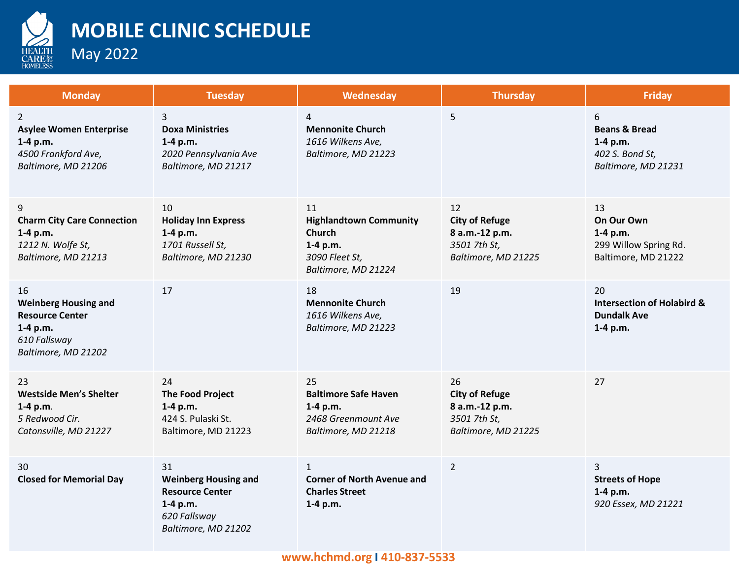# MOBILE CLINIC SCHEDULE

May 2022

| Monday | Tuesday | Wednesday | Thursday | Friday |
|---|---|---|---|---|
| 2<br>**Asylee Women Enterprise**<br>**1-4 p.m.**<br>*4500 Frankford Ave, Baltimore, MD 21206* | 3<br>**Doxa Ministries**<br>**1-4 p.m.**<br>*2020 Pennsylvania Ave Baltimore, MD 21217* | 4<br>**Mennonite Church**<br>*1616 Wilkens Ave, Baltimore, MD 21223* | 5 | 6<br>**Beans & Bread**<br>**1-4 p.m.**<br>*402 S. Bond St, Baltimore, MD 21231* |
| 9<br>**Charm City Care Connection**<br>**1-4 p.m.**<br>*1212 N. Wolfe St, Baltimore, MD 21213* | 10<br>**Holiday Inn Express**<br>**1-4 p.m.**<br>*1701 Russell St, Baltimore, MD 21230* | 11<br>**Highlandtown Community Church**<br>**1-4 p.m.**<br>*3090 Fleet St, Baltimore, MD 21224* | 12<br>**City of Refuge**<br>**8 a.m.-12 p.m.**<br>*3501 7th St, Baltimore, MD 21225* | 13<br>**On Our Own**<br>**1-4 p.m.**<br>299 Willow Spring Rd. Baltimore, MD 21222 |
| 16<br>**Weinberg Housing and Resource Center**<br>**1-4 p.m.**<br>*610 Fallsway Baltimore, MD 21202* | 17 | 18<br>**Mennonite Church**<br>*1616 Wilkens Ave, Baltimore, MD 21223* | 19 | 20<br>**Intersection of Holabird & Dundalk Ave**<br>**1-4 p.m.** |
| 23<br>**Westside Men's Shelter**<br>**1-4 p.m**.<br>*5 Redwood Cir. Catonsville, MD 21227* | 24<br>**The Food Project**<br>**1-4 p.m.**<br>424 S. Pulaski St. Baltimore, MD 21223 | 25<br>**Baltimore Safe Haven**<br>**1-4 p.m.**<br>*2468 Greenmount Ave Baltimore, MD 21218* | 26<br>**City of Refuge**<br>**8 a.m.-12 p.m.**<br>*3501 7th St, Baltimore, MD 21225* | 27 |
| 30<br>**Closed for Memorial Day** | 31<br>**Weinberg Housing and Resource Center**<br>**1-4 p.m.**<br>*620 Fallsway Baltimore, MD 21202* | 1<br>**Corner of North Avenue and Charles Street**<br>**1-4 p.m.** | 2 | 3<br>**Streets of Hope**<br>**1-4 p.m.**<br>*920 Essex, MD 21221* |

**www.hchmd.org I 410-837-5533**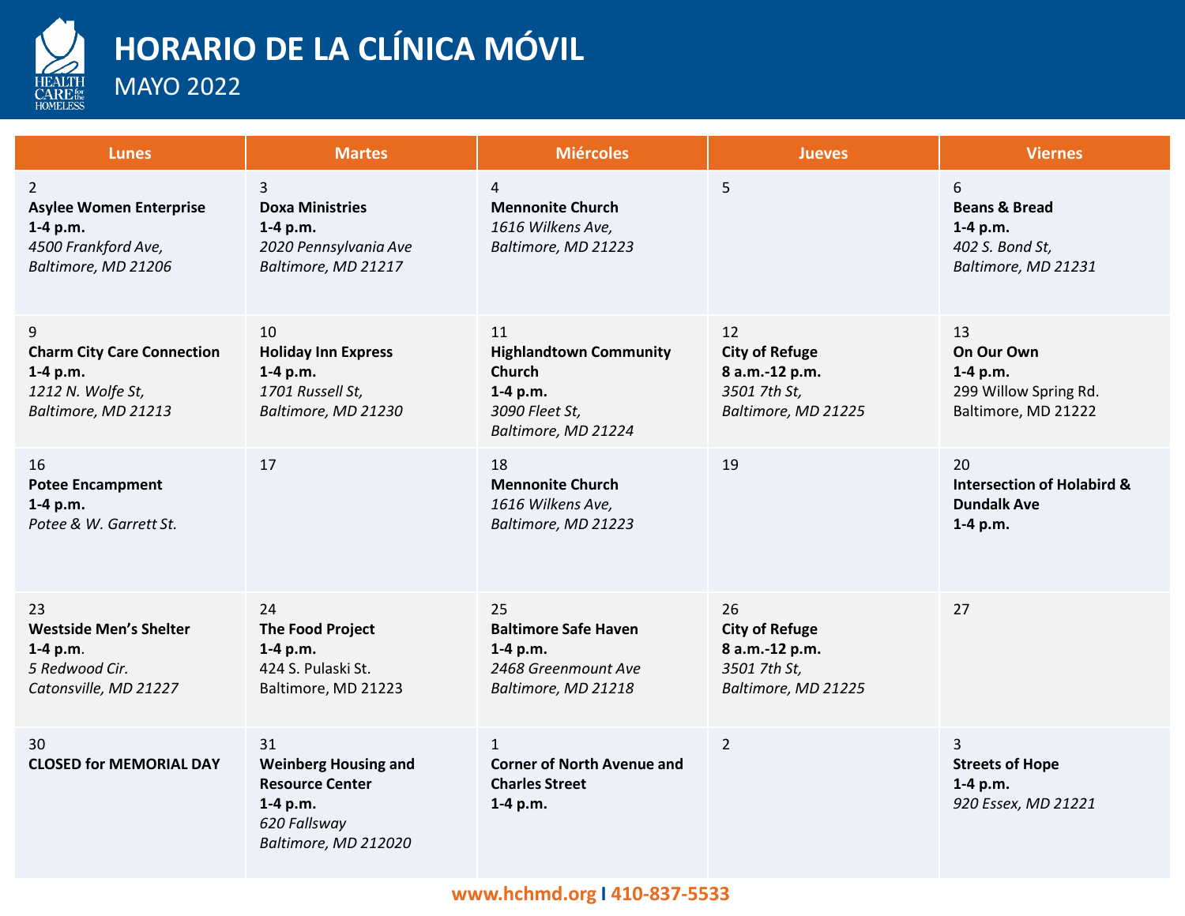# HORARIO DE LA CLÍNICA MÓVIL

MAYO 2022

| Lunes | Martes | Miércoles | Jueves | Viernes |
|---|---|---|---|---|
| 2<br>**Asylee Women Enterprise**<br>**1-4 p.m.**<br>*4500 Frankford Ave,*<br>*Baltimore, MD 21206* | 3<br>**Doxa Ministries**<br>**1-4 p.m.**<br>*2020 Pennsylvania Ave*<br>*Baltimore, MD 21217* | 4<br>**Mennonite Church**<br>*1616 Wilkens Ave,*<br>*Baltimore, MD 21223* | 5 | 6<br>**Beans & Bread**<br>**1-4 p.m.**<br>*402 S. Bond St,*<br>*Baltimore, MD 21231* |
| 9<br>**Charm City Care Connection**<br>**1-4 p.m.**<br>*1212 N. Wolfe St,*<br>*Baltimore, MD 21213* | 10<br>**Holiday Inn Express**<br>**1-4 p.m.**<br>*1701 Russell St,*<br>*Baltimore, MD 21230* | 11<br>**Highlandtown Community Church**<br>**1-4 p.m.**<br>*3090 Fleet St,*<br>*Baltimore, MD 21224* | 12<br>**City of Refuge**<br>**8 a.m.-12 p.m.**<br>*3501 7th St,*<br>*Baltimore, MD 21225* | 13<br>**On Our Own**<br>**1-4 p.m.**<br>299 Willow Spring Rd.<br>Baltimore, MD 21222 |
| 16<br>**Potee Encampment**<br>**1-4 p.m.**<br>*Potee & W. Garrett St.* | 17 | 18<br>**Mennonite Church**<br>*1616 Wilkens Ave,*<br>*Baltimore, MD 21223* | 19 | 20<br>**Intersection of Holabird & Dundalk Ave**<br>**1-4 p.m.** |
| 23<br>**Westside Men's Shelter**<br>**1-4 p.m**.<br>*5 Redwood Cir.*<br>*Catonsville, MD 21227* | 24<br>**The Food Project**<br>**1-4 p.m.**<br>424 S. Pulaski St.<br>Baltimore, MD 21223 | 25<br>**Baltimore Safe Haven**<br>**1-4 p.m.**<br>*2468 Greenmount Ave*<br>*Baltimore, MD 21218* | 26<br>**City of Refuge**<br>**8 a.m.-12 p.m.**<br>*3501 7th St,*<br>*Baltimore, MD 21225* | 27 |
| 30<br>**CLOSED for MEMORIAL DAY** | 31<br>**Weinberg Housing and Resource Center**<br>**1-4 p.m.**<br>*620 Fallsway*<br>*Baltimore, MD 212020* | 1<br>**Corner of North Avenue and Charles Street**<br>**1-4 p.m.** | 2 | 3<br>**Streets of Hope**<br>**1-4 p.m.**<br>*920 Essex, MD 21221* |

**www.hchmd.org | 410-837-5533**